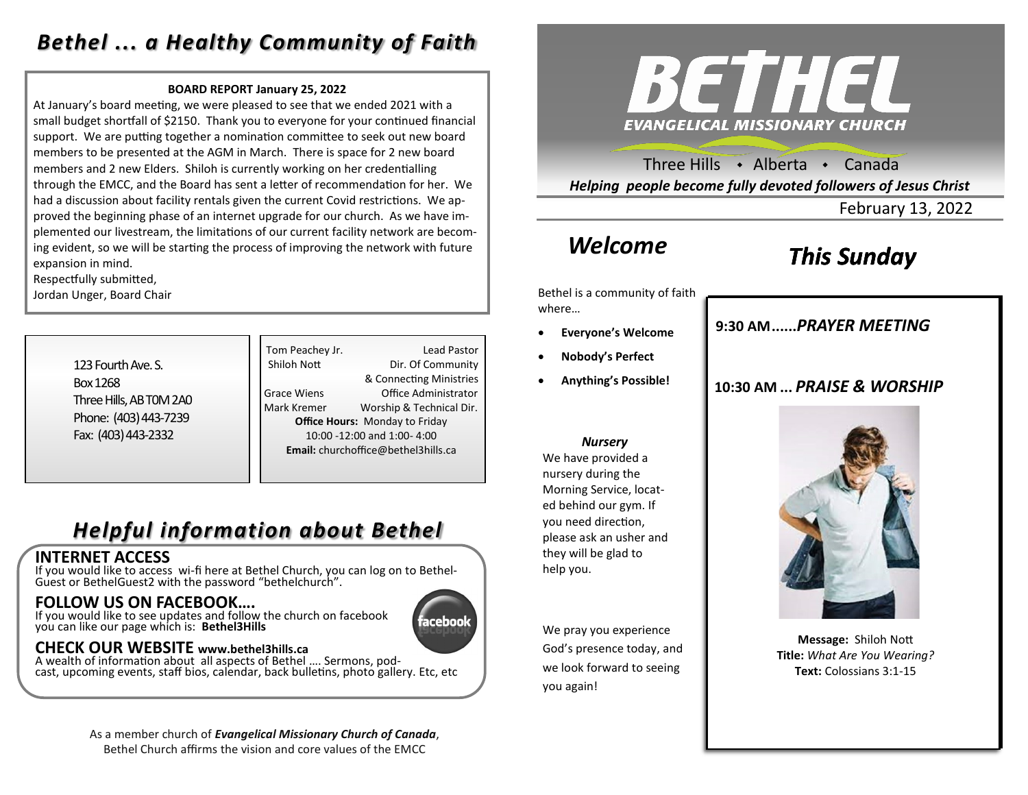# *Bethel ... a Healthy Community of Faith*

**BOARD REPORT January 25, 2022**

At January's board meeting, we were pleased to see that we ended 2021 with a small budget shortfall of $2150. Thank you to everyone for your continued financial support. We are putting together a nomination committee to seek out new board members to be presented at the AGM in March. There is space for 2 new board members and 2 new Elders. Shiloh is currently working on her credentialling through the EMCC, and the Board has sent a letter of recommendation for her. We had a discussion about facility rentals given the current Covid restrictions. We approved the beginning phase of an internet upgrade for our church. As we have implemented our livestream, the limitations of our current facility network are becoming evident, so we will be starting the process of improving the network with future expansion in mind.

Respectfully submitted,
Jordan Unger, Board Chair

123 Fourth Ave. S.
Box 1268
Three Hills, AB T0M 2A0
Phone: (403) 443-7239
Fax: (403) 443-2332

| | |
|---|---|
| Tom Peachey Jr. | Lead Pastor |
| Shiloh Nott | Dir. Of Community & Connecting Ministries |
| Grace Wiens | Office Administrator |
| Mark Kremer | Worship & Technical Dir. |

**Office Hours:** Monday to Friday
10:00 -12:00 and 1:00- 4:00
**Email:** churchoffice@bethel3hills.ca

## *Helpful information about Bethel*

### INTERNET ACCESS

If you would like to access wi-fi here at Bethel Church, you can log on to Bethel-Guest or BethelGuest2 with the password "bethelchurch".

### FOLLOW US ON FACEBOOK....

If you would like to see updates and follow the church on facebook you can like our page which is: **Bethel3Hills**

### CHECK OUR WEBSITE www.bethel3hills.ca

A wealth of information about all aspects of Bethel .... Sermons, podcast, upcoming events, staff bios, calendar, back bulletins, photo gallery. Etc, etc

As a member church of ***Evangelical Missionary Church of Canada***, Bethel Church affirms the vision and core values of the EMCC

# BETHEL

**EVANGELICAL MISSIONARY CHURCH**

Three Hills • Alberta • Canada

***Helping people become fully devoted followers of Jesus Christ***

February 13, 2022

## *Welcome*

Bethel is a community of faith where…

- **Everyone's Welcome**
- **Nobody's Perfect**
- **Anything's Possible!**

***Nursery***

We have provided a nursery during the Morning Service, located behind our gym. If you need direction, please ask an usher and they will be glad to help you.

We pray you experience God's presence today, and we look forward to seeing you again!

## *This Sunday*

**9:30 AM......*PRAYER MEETING***

**10:30 AM ... *PRAISE & WORSHIP***

**Message:** Shiloh Nott
**Title:** *What Are You Wearing?*
**Text:** Colossians 3:1-15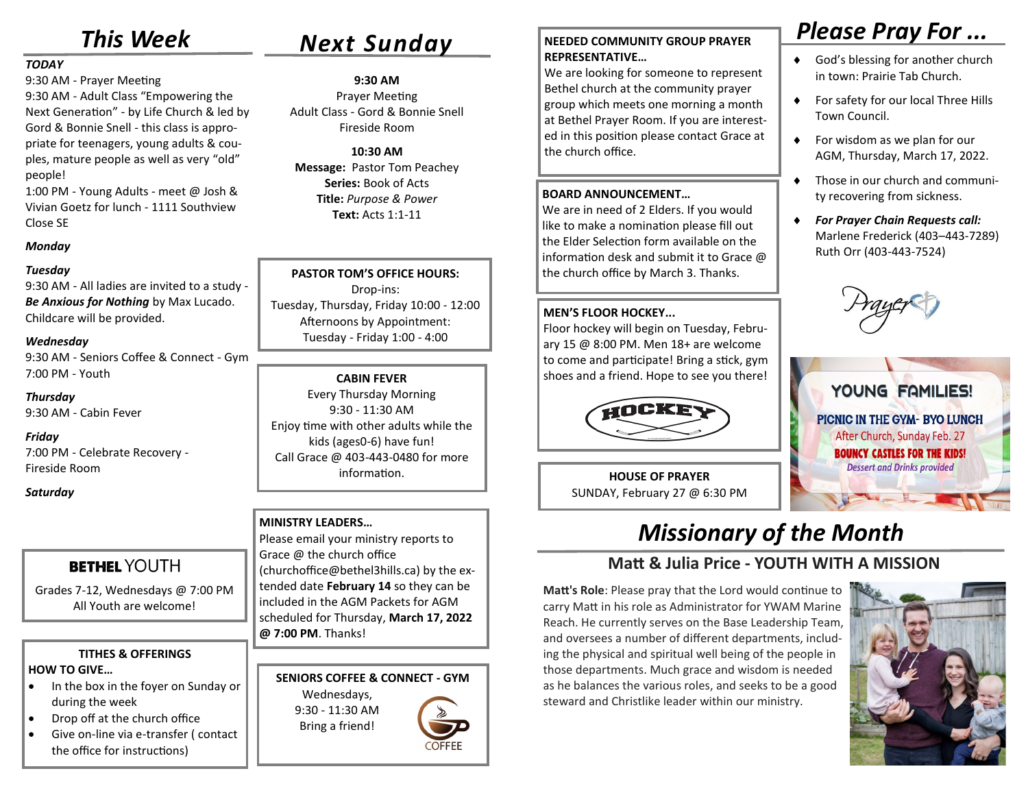# This Week

***TODAY***

9:30 AM - Prayer Meeting
9:30 AM - Adult Class "Empowering the Next Generation" - by Life Church & led by Gord & Bonnie Snell - this class is appropriate for teenagers, young adults & couples, mature people as well as very "old" people!
1:00 PM - Young Adults - meet @ Josh & Vivian Goetz for lunch - 1111 Southview Close SE

***Monday***

***Tuesday***

9:30 AM - All ladies are invited to a study - ***Be Anxious for Nothing*** by Max Lucado. Childcare will be provided.

***Wednesday***

9:30 AM - Seniors Coffee & Connect - Gym
7:00 PM - Youth

***Thursday***

9:30 AM - Cabin Fever

***Friday***

7:00 PM - Celebrate Recovery - Fireside Room

***Saturday***

**BETHEL** YOUTH

Grades 7-12, Wednesdays @ 7:00 PM
All Youth are welcome!

**TITHES & OFFERINGS**

**HOW TO GIVE…**

- In the box in the foyer on Sunday or during the week
- Drop off at the church office
- Give on-line via e-transfer ( contact the office for instructions)

# Next Sunday

**9:30 AM**
Prayer Meeting
Adult Class - Gord & Bonnie Snell
Fireside Room

**10:30 AM**
**Message:** Pastor Tom Peachey
**Series:** Book of Acts
**Title:** *Purpose & Power*
**Text:** Acts 1:1-11

**PASTOR TOM'S OFFICE HOURS:**
Drop-ins:
Tuesday, Thursday, Friday 10:00 - 12:00
Afternoons by Appointment:
Tuesday - Friday 1:00 - 4:00

**CABIN FEVER**
Every Thursday Morning
9:30 - 11:30 AM
Enjoy time with other adults while the kids (ages0-6) have fun!
Call Grace @ 403-443-0480 for more information.

**MINISTRY LEADERS…**
Please email your ministry reports to Grace @ the church office (churchoffice@bethel3hills.ca) by the extended date **February 14** so they can be included in the AGM Packets for AGM scheduled for Thursday, **March 17, 2022 @ 7:00 PM**. Thanks!

**SENIORS COFFEE & CONNECT - GYM**
Wednesdays,
9:30 - 11:30 AM
Bring a friend!

**NEEDED COMMUNITY GROUP PRAYER REPRESENTATIVE…**
We are looking for someone to represent Bethel church at the community prayer group which meets one morning a month at Bethel Prayer Room. If you are interested in this position please contact Grace at the church office.

**BOARD ANNOUNCEMENT…**
We are in need of 2 Elders. If you would like to make a nomination please fill out the Elder Selection form available on the information desk and submit it to Grace @ the church office by March 3. Thanks.

**MEN'S FLOOR HOCKEY...**
Floor hockey will begin on Tuesday, February 15 @ 8:00 PM. Men 18+ are welcome to come and participate! Bring a stick, gym shoes and a friend. Hope to see you there!

**HOUSE OF PRAYER**
SUNDAY, February 27 @ 6:30 PM

# Please Pray For ...

- God's blessing for another church in town: Prairie Tab Church.
- For safety for our local Three Hills Town Council.
- For wisdom as we plan for our AGM, Thursday, March 17, 2022.
- Those in our church and community recovering from sickness.
- ***For Prayer Chain Requests call:*** Marlene Frederick (403–443-7289) Ruth Orr (403-443-7524)

YOUNG FAMILIES!
PICNIC IN THE GYM- BYO LUNCH
After Church, Sunday Feb. 27
BOUNCY CASTLES FOR THE KIDS!
*Dessert and Drinks provided*

# Missionary of the Month

## Matt & Julia Price - YOUTH WITH A MISSION

**Matt's Role**: Please pray that the Lord would continue to carry Matt in his role as Administrator for YWAM Marine Reach. He currently serves on the Base Leadership Team, and oversees a number of different departments, including the physical and spiritual well being of the people in those departments. Much grace and wisdom is needed as he balances the various roles, and seeks to be a good steward and Christlike leader within our ministry.